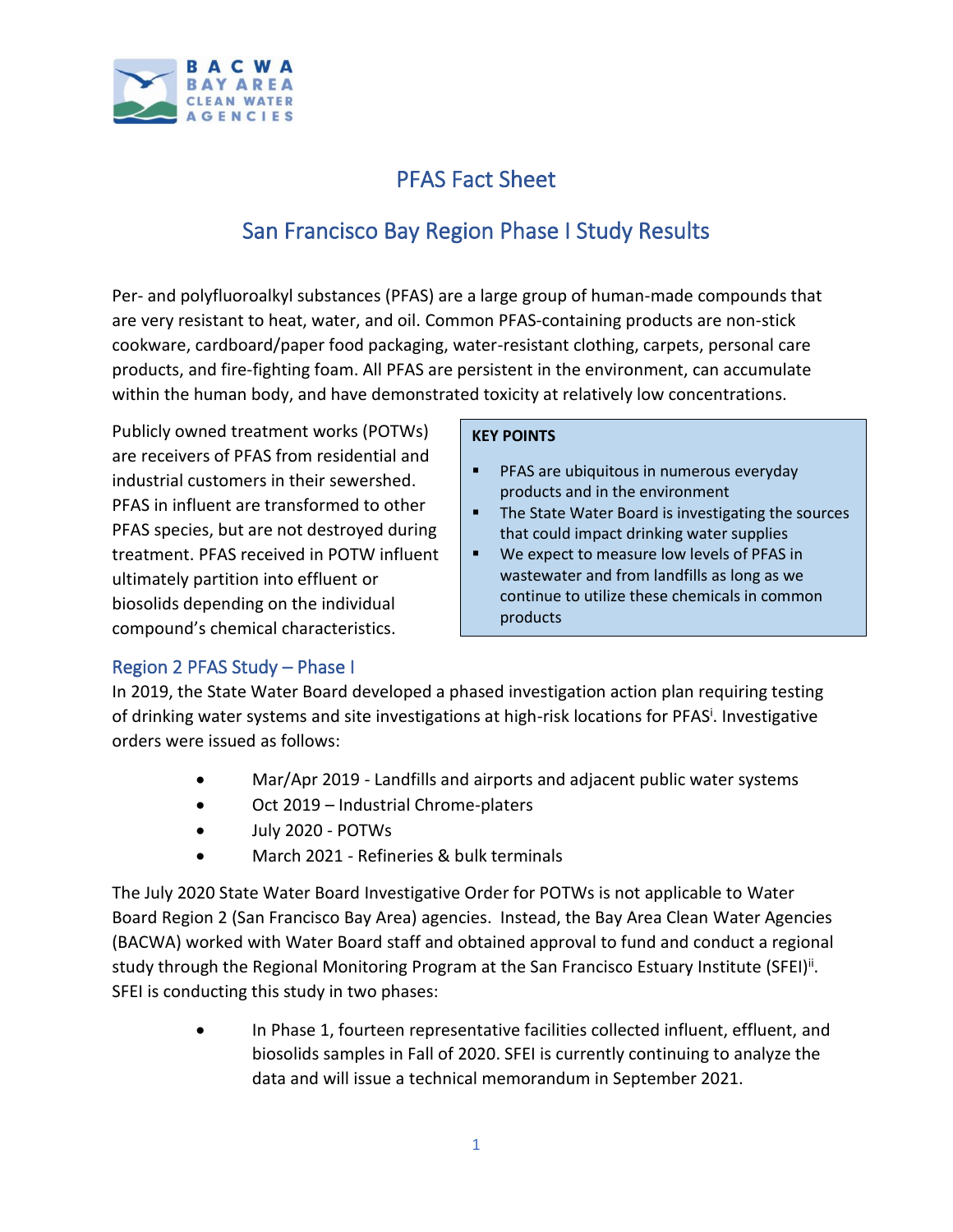# PFAS Fact Sheet

## San Francisco Bay Region Phase I Study Results

Per- and polyfluoroalkyl substances (PFAS) are a large group of human-made compounds that are very resistant to heat, water, and oil. Common PFAS-containing products are non-stick cookware, cardboard/paper food packaging, water-resistant clothing, carpets, personal care products, and fire-fighting foam. All PFAS are persistent in the environment, can accumulate within the human body, and have demonstrated toxicity at relatively low concentrations.

Publicly owned treatment works (POTWs) are receivers of PFAS from residential and industrial customers in their sewershed. PFAS in influent are transformed to other PFAS species, but are not destroyed during treatment. PFAS received in POTW influent ultimately partition into effluent or biosolids depending on the individual compound's chemical characteristics.

**KEY POINTS**

- PFAS are ubiquitous in numerous everyday products and in the environment
- The State Water Board is investigating the sources that could impact drinking water supplies
- We expect to measure low levels of PFAS in wastewater and from landfills as long as we continue to utilize these chemicals in common products

### Region 2 PFAS Study – Phase I

In 2019, the State Water Board developed a phased investigation action plan requiring testing of drinking water systems and site investigations at high-risk locations for PFAS[i]. Investigative orders were issued as follows:

- Mar/Apr 2019 - Landfills and airports and adjacent public water systems
- Oct 2019 – Industrial Chrome-platers
- July 2020 - POTWs
- March 2021 - Refineries & bulk terminals

The July 2020 State Water Board Investigative Order for POTWs is not applicable to Water Board Region 2 (San Francisco Bay Area) agencies. Instead, the Bay Area Clean Water Agencies (BACWA) worked with Water Board staff and obtained approval to fund and conduct a regional study through the Regional Monitoring Program at the San Francisco Estuary Institute (SFEI)[ii]. SFEI is conducting this study in two phases:

- In Phase 1, fourteen representative facilities collected influent, effluent, and biosolids samples in Fall of 2020. SFEI is currently continuing to analyze the data and will issue a technical memorandum in September 2021.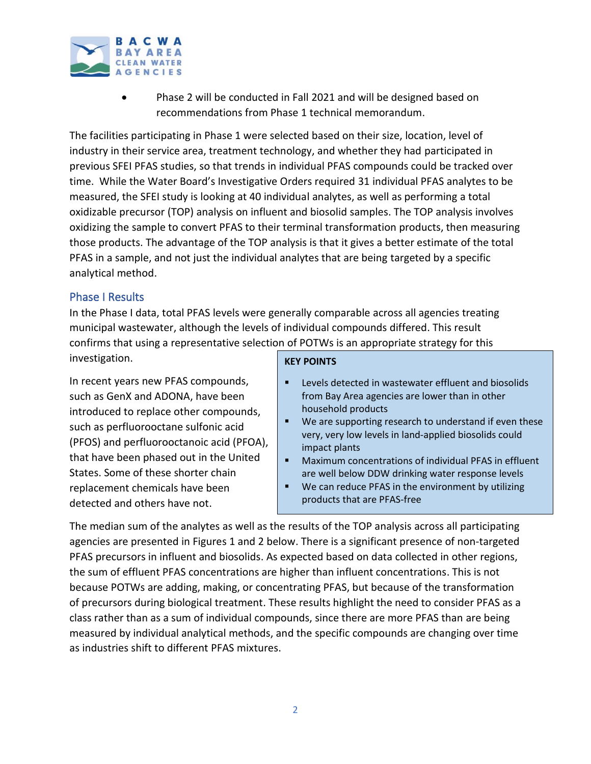- Phase 2 will be conducted in Fall 2021 and will be designed based on recommendations from Phase 1 technical memorandum.

The facilities participating in Phase 1 were selected based on their size, location, level of industry in their service area, treatment technology, and whether they had participated in previous SFEI PFAS studies, so that trends in individual PFAS compounds could be tracked over time. While the Water Board's Investigative Orders required 31 individual PFAS analytes to be measured, the SFEI study is looking at 40 individual analytes, as well as performing a total oxidizable precursor (TOP) analysis on influent and biosolid samples. The TOP analysis involves oxidizing the sample to convert PFAS to their terminal transformation products, then measuring those products. The advantage of the TOP analysis is that it gives a better estimate of the total PFAS in a sample, and not just the individual analytes that are being targeted by a specific analytical method.

## Phase I Results

In the Phase I data, total PFAS levels were generally comparable across all agencies treating municipal wastewater, although the levels of individual compounds differed. This result confirms that using a representative selection of POTWs is an appropriate strategy for this investigation.

In recent years new PFAS compounds, such as GenX and ADONA, have been introduced to replace other compounds, such as perfluorooctane sulfonic acid (PFOS) and perfluorooctanoic acid (PFOA), that have been phased out in the United States. Some of these shorter chain replacement chemicals have been detected and others have not.

**KEY POINTS**

- Levels detected in wastewater effluent and biosolids from Bay Area agencies are lower than in other household products
- We are supporting research to understand if even these very, very low levels in land-applied biosolids could impact plants
- Maximum concentrations of individual PFAS in effluent are well below DDW drinking water response levels
- We can reduce PFAS in the environment by utilizing products that are PFAS-free

The median sum of the analytes as well as the results of the TOP analysis across all participating agencies are presented in Figures 1 and 2 below. There is a significant presence of non-targeted PFAS precursors in influent and biosolids. As expected based on data collected in other regions, the sum of effluent PFAS concentrations are higher than influent concentrations. This is not because POTWs are adding, making, or concentrating PFAS, but because of the transformation of precursors during biological treatment. These results highlight the need to consider PFAS as a class rather than as a sum of individual compounds, since there are more PFAS than are being measured by individual analytical methods, and the specific compounds are changing over time as industries shift to different PFAS mixtures.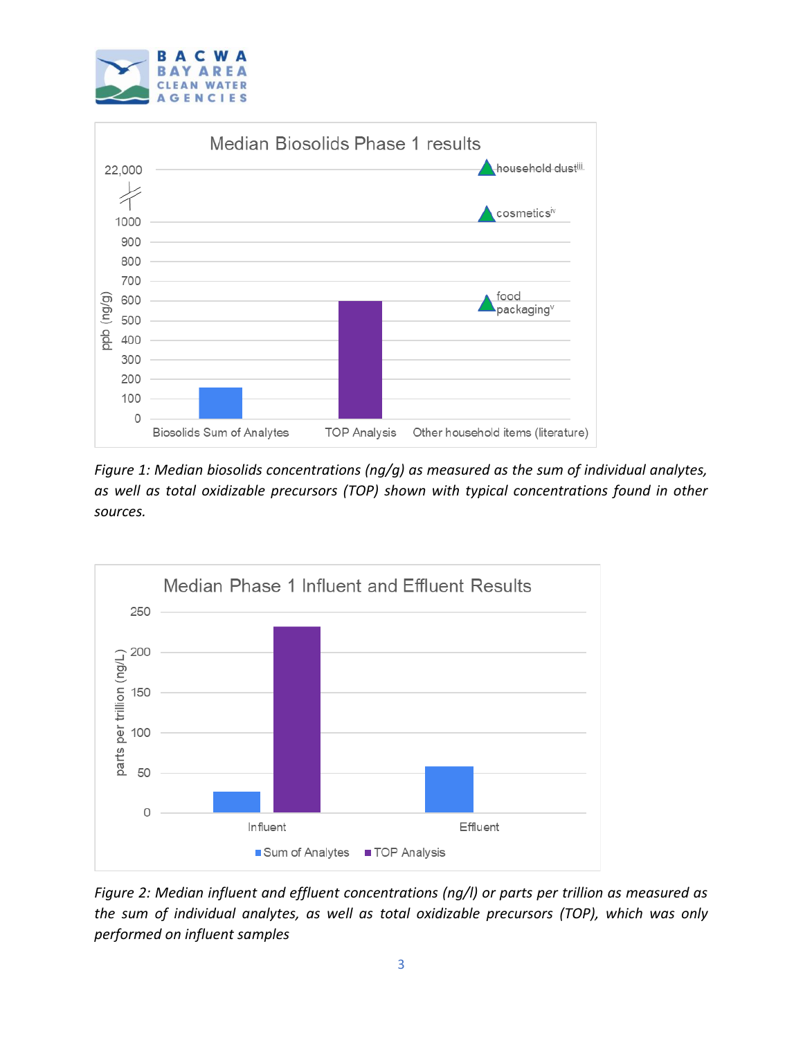*Figure 1: Median biosolids concentrations (ng/g) as measured as the sum of individual analytes, as well as total oxidizable precursors (TOP) shown with typical concentrations found in other sources.*

*Figure 2: Median influent and effluent concentrations (ng/l) or parts per trillion as measured as the sum of individual analytes, as well as total oxidizable precursors (TOP), which was only performed on influent samples*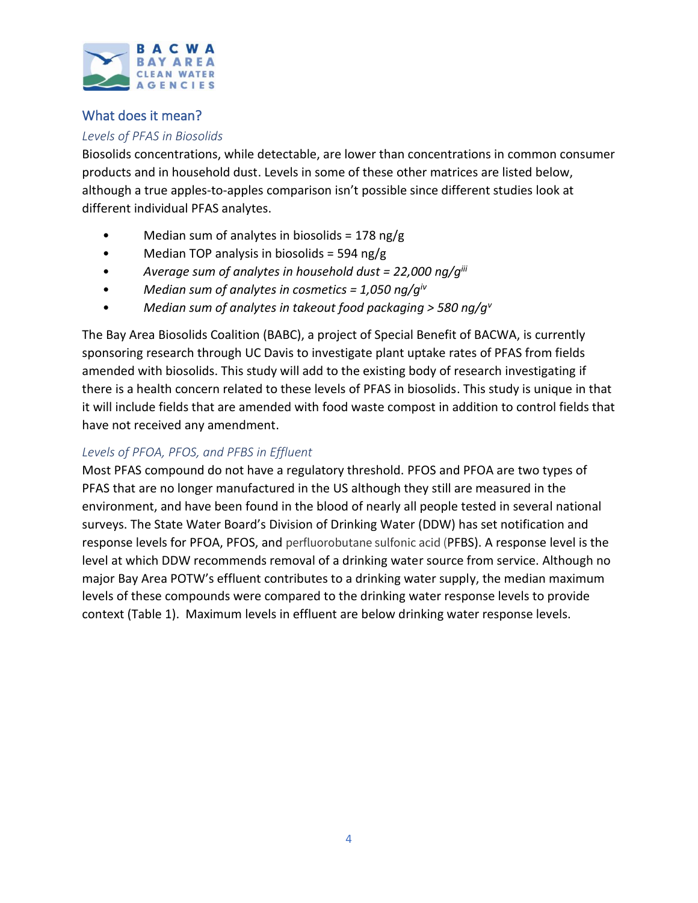## What does it mean?

### *Levels of PFAS in Biosolids*

Biosolids concentrations, while detectable, are lower than concentrations in common consumer products and in household dust. Levels in some of these other matrices are listed below, although a true apples-to-apples comparison isn't possible since different studies look at different individual PFAS analytes.

- Median sum of analytes in biosolids = 178 ng/g
- Median TOP analysis in biosolids = 594 ng/g
- *Average sum of analytes in household dust = 22,000 ng/g*[iii]
- *Median sum of analytes in cosmetics = 1,050 ng/g*[iv]
- *Median sum of analytes in takeout food packaging > 580 ng/g*[v]

The Bay Area Biosolids Coalition (BABC), a project of Special Benefit of BACWA, is currently sponsoring research through UC Davis to investigate plant uptake rates of PFAS from fields amended with biosolids. This study will add to the existing body of research investigating if there is a health concern related to these levels of PFAS in biosolids. This study is unique in that it will include fields that are amended with food waste compost in addition to control fields that have not received any amendment.

### *Levels of PFOA, PFOS, and PFBS in Effluent*

Most PFAS compound do not have a regulatory threshold. PFOS and PFOA are two types of PFAS that are no longer manufactured in the US although they still are measured in the environment, and have been found in the blood of nearly all people tested in several national surveys. The State Water Board's Division of Drinking Water (DDW) has set notification and response levels for PFOA, PFOS, and perfluorobutane sulfonic acid (PFBS). A response level is the level at which DDW recommends removal of a drinking water source from service. Although no major Bay Area POTW's effluent contributes to a drinking water supply, the median maximum levels of these compounds were compared to the drinking water response levels to provide context (Table 1). Maximum levels in effluent are below drinking water response levels.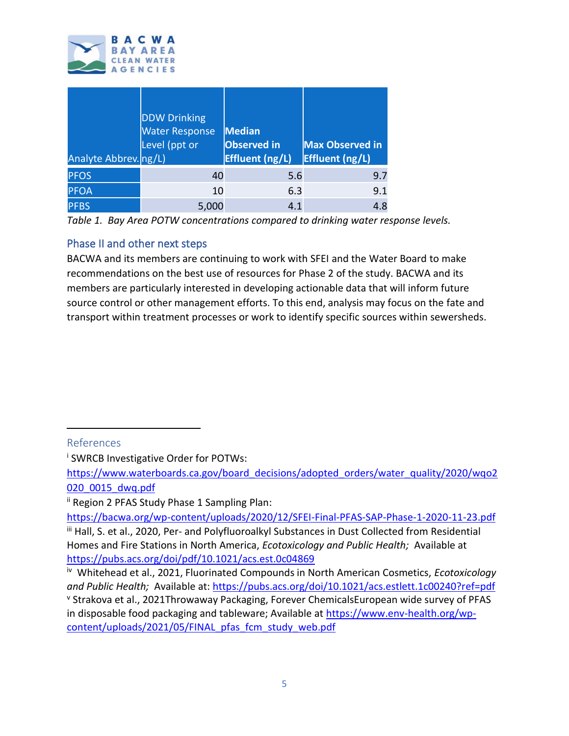| Analyte Abbrev. | DDW Drinking Water Response Level (ppt or ng/L) | Median Observed in Effluent (ng/L) | Max Observed in Effluent (ng/L) |
|---|---|---|---|
| PFOS | 40 | 5.6 | 9.7 |
| PFOA | 10 | 6.3 | 9.1 |
| PFBS | 5,000 | 4.1 | 4.8 |

*Table 1. Bay Area POTW concentrations compared to drinking water response levels.*

## Phase II and other next steps

BACWA and its members are continuing to work with SFEI and the Water Board to make recommendations on the best use of resources for Phase 2 of the study. BACWA and its members are particularly interested in developing actionable data that will inform future source control or other management efforts. To this end, analysis may focus on the fate and transport within treatment processes or work to identify specific sources within sewersheds.

---

References

[i] SWRCB Investigative Order for POTWs: https://www.waterboards.ca.gov/board_decisions/adopted_orders/water_quality/2020/wqo2020_0015_dwq.pdf

[ii] Region 2 PFAS Study Phase 1 Sampling Plan: https://bacwa.org/wp-content/uploads/2020/12/SFEI-Final-PFAS-SAP-Phase-1-2020-11-23.pdf

[iii] Hall, S. et al., 2020, Per- and Polyfluoroalkyl Substances in Dust Collected from Residential Homes and Fire Stations in North America, *Ecotoxicology and Public Health;* Available at https://pubs.acs.org/doi/pdf/10.1021/acs.est.0c04869

[iv] Whitehead et al., 2021, Fluorinated Compounds in North American Cosmetics, *Ecotoxicology and Public Health;* Available at: https://pubs.acs.org/doi/10.1021/acs.estlett.1c00240?ref=pdf

[v] Strakova et al., 2021Throwaway Packaging, Forever ChemicalsEuropean wide survey of PFAS in disposable food packaging and tableware; Available at https://www.env-health.org/wp-content/uploads/2021/05/FINAL_pfas_fcm_study_web.pdf